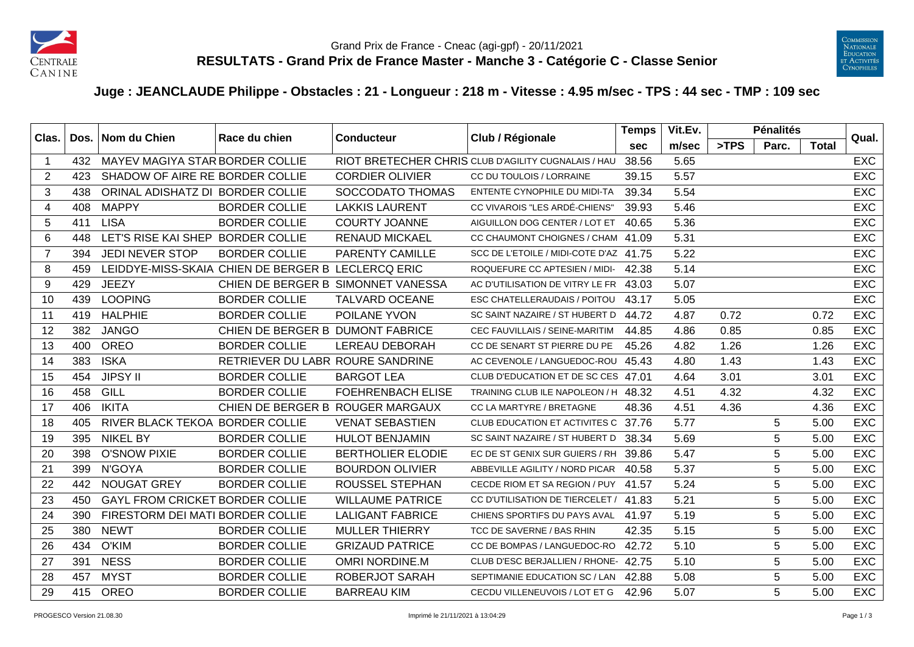Grand Prix de France - Cneac (agi-gpf) - 20/11/2021

# RESULTATS - Grand Prix de France Master - Manche 3 - Catégorie C - Classe Senior

## Juge : JEANCLAUDE Philippe - Obstacles : 21 - Longueur : 218 m - Vitesse : 4.95 m/sec - TPS : 44 sec - TMP : 109 sec

| Clas. | Dos. | Nom du Chien | Race du chien | Conducteur | Club / Régionale | Temps | Vit.Ev. | Pénalités | | | Qual. |
|---|---|---|---|---|---|---|---|---|---|---|---|
| | | | | | | sec | m/sec | >TPS | Parc. | Total | |
| 1 | 432 | MAYEV MAGIYA STAR | BORDER COLLIE | RIOT BRETECHER CHRIS | CLUB D'AGILITY CUGNALAIS / HAU | 38.56 | 5.65 | | | | EXC |
| 2 | 423 | SHADOW OF AIRE RE | BORDER COLLIE | CORDIER OLIVIER | CC DU TOULOIS / LORRAINE | 39.15 | 5.57 | | | | EXC |
| 3 | 438 | ORINAL ADISHATZ DI | BORDER COLLIE | SOCCODATO THOMAS | ENTENTE CYNOPHILE DU MIDI-TA | 39.34 | 5.54 | | | | EXC |
| 4 | 408 | MAPPY | BORDER COLLIE | LAKKIS LAURENT | CC VIVAROIS "LES ARDÉ-CHIENS" | 39.93 | 5.46 | | | | EXC |
| 5 | 411 | LISA | BORDER COLLIE | COURTY JOANNE | AIGUILLON DOG CENTER / LOT ET | 40.65 | 5.36 | | | | EXC |
| 6 | 448 | LET'S RISE KAI SHEP | BORDER COLLIE | RENAUD MICKAEL | CC CHAUMONT CHOIGNES / CHAM | 41.09 | 5.31 | | | | EXC |
| 7 | 394 | JEDI NEVER STOP | BORDER COLLIE | PARENTY CAMILLE | SCC DE L'ETOILE / MIDI-COTE D'AZ | 41.75 | 5.22 | | | | EXC |
| 8 | 459 | LEIDDYE-MISS-SKAIA | CHIEN DE BERGER B | LECLERCQ ERIC | ROQUEFURE CC APTESIEN / MIDI- | 42.38 | 5.14 | | | | EXC |
| 9 | 429 | JEEZY | CHIEN DE BERGER B | SIMONNET VANESSA | AC D'UTILISATION DE VITRY LE FR | 43.03 | 5.07 | | | | EXC |
| 10 | 439 | LOOPING | BORDER COLLIE | TALVARD OCEANE | ESC CHATELLERAUDAIS / POITOU | 43.17 | 5.05 | | | | EXC |
| 11 | 419 | HALPHIE | BORDER COLLIE | POILANE YVON | SC SAINT NAZAIRE / ST HUBERT D | 44.72 | 4.87 | 0.72 | | 0.72 | EXC |
| 12 | 382 | JANGO | CHIEN DE BERGER B | DUMONT FABRICE | CEC FAUVILLAIS / SEINE-MARITIM | 44.85 | 4.86 | 0.85 | | 0.85 | EXC |
| 13 | 400 | OREO | BORDER COLLIE | LEREAU DEBORAH | CC DE SENART ST PIERRE DU PE | 45.26 | 4.82 | 1.26 | | 1.26 | EXC |
| 14 | 383 | ISKA | RETRIEVER DU LABR | ROURE SANDRINE | AC CEVENOLE / LANGUEDOC-ROU | 45.43 | 4.80 | 1.43 | | 1.43 | EXC |
| 15 | 454 | JIPSY II | BORDER COLLIE | BARGOT LEA | CLUB D'EDUCATION ET DE SC CES | 47.01 | 4.64 | 3.01 | | 3.01 | EXC |
| 16 | 458 | GILL | BORDER COLLIE | FOEHRENBACH ELISE | TRAINING CLUB ILE NAPOLEON / H | 48.32 | 4.51 | 4.32 | | 4.32 | EXC |
| 17 | 406 | IKITA | CHIEN DE BERGER B | ROUGER MARGAUX | CC LA MARTYRE / BRETAGNE | 48.36 | 4.51 | 4.36 | | 4.36 | EXC |
| 18 | 405 | RIVER BLACK TEKOA | BORDER COLLIE | VENAT SEBASTIEN | CLUB EDUCATION ET ACTIVITES C | 37.76 | 5.77 | | 5 | 5.00 | EXC |
| 19 | 395 | NIKEL BY | BORDER COLLIE | HULOT BENJAMIN | SC SAINT NAZAIRE / ST HUBERT D | 38.34 | 5.69 | | 5 | 5.00 | EXC |
| 20 | 398 | O'SNOW PIXIE | BORDER COLLIE | BERTHOLIER ELODIE | EC DE ST GENIX SUR GUIERS / RH | 39.86 | 5.47 | | 5 | 5.00 | EXC |
| 21 | 399 | N'GOYA | BORDER COLLIE | BOURDON OLIVIER | ABBEVILLE AGILITY / NORD PICAR | 40.58 | 5.37 | | 5 | 5.00 | EXC |
| 22 | 442 | NOUGAT GREY | BORDER COLLIE | ROUSSEL STEPHAN | CECDE RIOM ET SA REGION / PUY | 41.57 | 5.24 | | 5 | 5.00 | EXC |
| 23 | 450 | GAYL FROM CRICKET | BORDER COLLIE | WILLAUME PATRICE | CC D'UTILISATION DE TIERCELET / | 41.83 | 5.21 | | 5 | 5.00 | EXC |
| 24 | 390 | FIRESTORM DEI MATI | BORDER COLLIE | LALIGANT FABRICE | CHIENS SPORTIFS DU PAYS AVAL | 41.97 | 5.19 | | 5 | 5.00 | EXC |
| 25 | 380 | NEWT | BORDER COLLIE | MULLER THIERRY | TCC DE SAVERNE / BAS RHIN | 42.35 | 5.15 | | 5 | 5.00 | EXC |
| 26 | 434 | O'KIM | BORDER COLLIE | GRIZAUD PATRICE | CC DE BOMPAS / LANGUEDOC-RO | 42.72 | 5.10 | | 5 | 5.00 | EXC |
| 27 | 391 | NESS | BORDER COLLIE | OMRI NORDINE.M | CLUB D'ESC BERJALLIEN / RHONE- | 42.75 | 5.10 | | 5 | 5.00 | EXC |
| 28 | 457 | MYST | BORDER COLLIE | ROBERJOT SARAH | SEPTIMANIE EDUCATION SC / LAN | 42.88 | 5.08 | | 5 | 5.00 | EXC |
| 29 | 415 | OREO | BORDER COLLIE | BARREAU KIM | CECDU VILLENEUVOIS / LOT ET G | 42.96 | 5.07 | | 5 | 5.00 | EXC |

PROGESCO Version 21.08.30 — Imprimé le 21/11/2021 à 13:04:29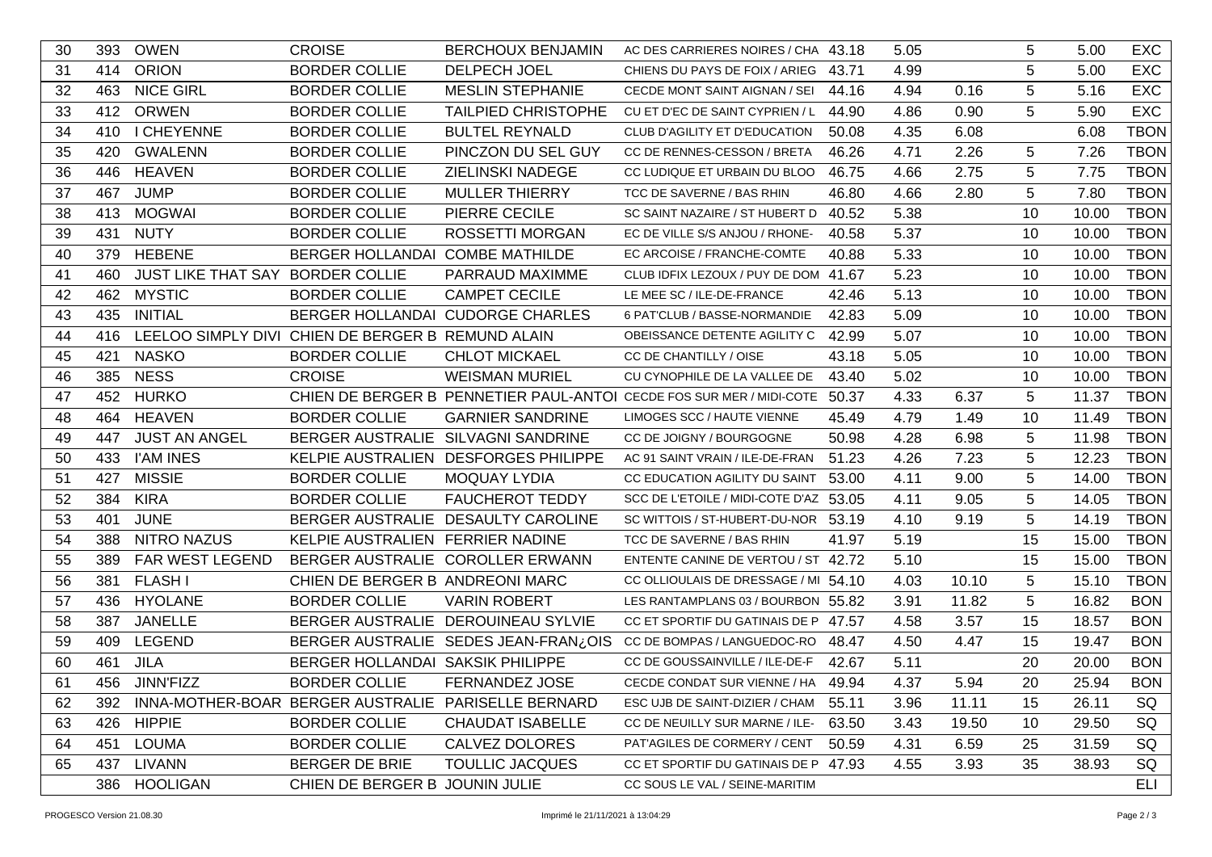| 30 | 393 | OWEN | CROISE | BERCHOUX BENJAMIN | AC DES CARRIERES NOIRES / CHA | 43.18 | 5.05 | | 5 | 5.00 | EXC |
|---|---|---|---|---|---|---|---|---|---|---|---|
| 31 | 414 | ORION | BORDER COLLIE | DELPECH JOEL | CHIENS DU PAYS DE FOIX / ARIEG | 43.71 | 4.99 | | 5 | 5.00 | EXC |
| 32 | 463 | NICE GIRL | BORDER COLLIE | MESLIN STEPHANIE | CECDE MONT SAINT AIGNAN / SEI | 44.16 | 4.94 | 0.16 | 5 | 5.16 | EXC |
| 33 | 412 | ORWEN | BORDER COLLIE | TAILPIED CHRISTOPHE | CU ET D'EC DE SAINT CYPRIEN / L | 44.90 | 4.86 | 0.90 | 5 | 5.90 | EXC |
| 34 | 410 | I CHEYENNE | BORDER COLLIE | BULTEL REYNALD | CLUB D'AGILITY ET D'EDUCATION | 50.08 | 4.35 | 6.08 | | 6.08 | TBON |
| 35 | 420 | GWALENN | BORDER COLLIE | PINCZON DU SEL GUY | CC DE RENNES-CESSON / BRETA | 46.26 | 4.71 | 2.26 | 5 | 7.26 | TBON |
| 36 | 446 | HEAVEN | BORDER COLLIE | ZIELINSKI NADEGE | CC LUDIQUE ET URBAIN DU BLOO | 46.75 | 4.66 | 2.75 | 5 | 7.75 | TBON |
| 37 | 467 | JUMP | BORDER COLLIE | MULLER THIERRY | TCC DE SAVERNE / BAS RHIN | 46.80 | 4.66 | 2.80 | 5 | 7.80 | TBON |
| 38 | 413 | MOGWAI | BORDER COLLIE | PIERRE CECILE | SC SAINT NAZAIRE / ST HUBERT D | 40.52 | 5.38 | | 10 | 10.00 | TBON |
| 39 | 431 | NUTY | BORDER COLLIE | ROSSETTI MORGAN | EC DE VILLE S/S ANJOU / RHONE- | 40.58 | 5.37 | | 10 | 10.00 | TBON |
| 40 | 379 | HEBENE | BERGER HOLLANDAI | COMBE MATHILDE | EC ARCOISE / FRANCHE-COMTE | 40.88 | 5.33 | | 10 | 10.00 | TBON |
| 41 | 460 | JUST LIKE THAT SAY | BORDER COLLIE | PARRAUD MAXIMME | CLUB IDFIX LEZOUX / PUY DE DOM | 41.67 | 5.23 | | 10 | 10.00 | TBON |
| 42 | 462 | MYSTIC | BORDER COLLIE | CAMPET CECILE | LE MEE SC / ILE-DE-FRANCE | 42.46 | 5.13 | | 10 | 10.00 | TBON |
| 43 | 435 | INITIAL | BERGER HOLLANDAI | CUDORGE CHARLES | 6 PAT'CLUB / BASSE-NORMANDIE | 42.83 | 5.09 | | 10 | 10.00 | TBON |
| 44 | 416 | LEELOO SIMPLY DIVI | CHIEN DE BERGER B | REMUND ALAIN | OBEISSANCE DETENTE AGILITY C | 42.99 | 5.07 | | 10 | 10.00 | TBON |
| 45 | 421 | NASKO | BORDER COLLIE | CHLOT MICKAEL | CC DE CHANTILLY / OISE | 43.18 | 5.05 | | 10 | 10.00 | TBON |
| 46 | 385 | NESS | CROISE | WEISMAN MURIEL | CU CYNOPHILE DE LA VALLEE DE | 43.40 | 5.02 | | 10 | 10.00 | TBON |
| 47 | 452 | HURKO | CHIEN DE BERGER B | PENNETIER PAUL-ANTOI | CECDE FOS SUR MER / MIDI-COTE | 50.37 | 4.33 | 6.37 | 5 | 11.37 | TBON |
| 48 | 464 | HEAVEN | BORDER COLLIE | GARNIER SANDRINE | LIMOGES SCC / HAUTE VIENNE | 45.49 | 4.79 | 1.49 | 10 | 11.49 | TBON |
| 49 | 447 | JUST AN ANGEL | BERGER AUSTRALIE | SILVAGNI SANDRINE | CC DE JOIGNY / BOURGOGNE | 50.98 | 4.28 | 6.98 | 5 | 11.98 | TBON |
| 50 | 433 | I'AM INES | KELPIE AUSTRALIEN | DESFORGES PHILIPPE | AC 91 SAINT VRAIN / ILE-DE-FRAN | 51.23 | 4.26 | 7.23 | 5 | 12.23 | TBON |
| 51 | 427 | MISSIE | BORDER COLLIE | MOQUAY LYDIA | CC EDUCATION AGILITY DU SAINT | 53.00 | 4.11 | 9.00 | 5 | 14.00 | TBON |
| 52 | 384 | KIRA | BORDER COLLIE | FAUCHEROT TEDDY | SCC DE L'ETOILE / MIDI-COTE D'AZ | 53.05 | 4.11 | 9.05 | 5 | 14.05 | TBON |
| 53 | 401 | JUNE | BERGER AUSTRALIE | DESAULTY CAROLINE | SC WITTOIS / ST-HUBERT-DU-NOR | 53.19 | 4.10 | 9.19 | 5 | 14.19 | TBON |
| 54 | 388 | NITRO NAZUS | KELPIE AUSTRALIEN | FERRIER NADINE | TCC DE SAVERNE / BAS RHIN | 41.97 | 5.19 | | 15 | 15.00 | TBON |
| 55 | 389 | FAR WEST LEGEND | BERGER AUSTRALIE | COROLLER ERWANN | ENTENTE CANINE DE VERTOU / ST | 42.72 | 5.10 | | 15 | 15.00 | TBON |
| 56 | 381 | FLASH I | CHIEN DE BERGER B | ANDREONI MARC | CC OLLIOULAIS DE DRESSAGE / MI | 54.10 | 4.03 | 10.10 | 5 | 15.10 | TBON |
| 57 | 436 | HYOLANE | BORDER COLLIE | VARIN ROBERT | LES RANTAMPLANS 03 / BOURBON | 55.82 | 3.91 | 11.82 | 5 | 16.82 | BON |
| 58 | 387 | JANELLE | BERGER AUSTRALIE | DEROUINEAU SYLVIE | CC ET SPORTIF DU GATINAIS DE P | 47.57 | 4.58 | 3.57 | 15 | 18.57 | BON |
| 59 | 409 | LEGEND | BERGER AUSTRALIE | SEDES JEAN-FRAN¿OIS | CC DE BOMPAS / LANGUEDOC-RO | 48.47 | 4.50 | 4.47 | 15 | 19.47 | BON |
| 60 | 461 | JILA | BERGER HOLLANDAI | SAKSIK PHILIPPE | CC DE GOUSSAINVILLE / ILE-DE-F | 42.67 | 5.11 | | 20 | 20.00 | BON |
| 61 | 456 | JINN'FIZZ | BORDER COLLIE | FERNANDEZ JOSE | CECDE CONDAT SUR VIENNE / HA | 49.94 | 4.37 | 5.94 | 20 | 25.94 | BON |
| 62 | 392 | INNA-MOTHER-BOAR | BERGER AUSTRALIE | PARISELLE BERNARD | ESC UJB DE SAINT-DIZIER / CHAM | 55.11 | 3.96 | 11.11 | 15 | 26.11 | SQ |
| 63 | 426 | HIPPIE | BORDER COLLIE | CHAUDAT ISABELLE | CC DE NEUILLY SUR MARNE / ILE- | 63.50 | 3.43 | 19.50 | 10 | 29.50 | SQ |
| 64 | 451 | LOUMA | BORDER COLLIE | CALVEZ DOLORES | PAT'AGILES DE CORMERY / CENT | 50.59 | 4.31 | 6.59 | 25 | 31.59 | SQ |
| 65 | 437 | LIVANN | BERGER DE BRIE | TOULLIC JACQUES | CC ET SPORTIF DU GATINAIS DE P | 47.93 | 4.55 | 3.93 | 35 | 38.93 | SQ |
| | 386 | HOOLIGAN | CHIEN DE BERGER B | JOUNIN JULIE | CC SOUS LE VAL / SEINE-MARITIM | | | | | | ELI |

PROGESCO Version 21.08.30 — Imprimé le 21/11/2021 à 13:04:29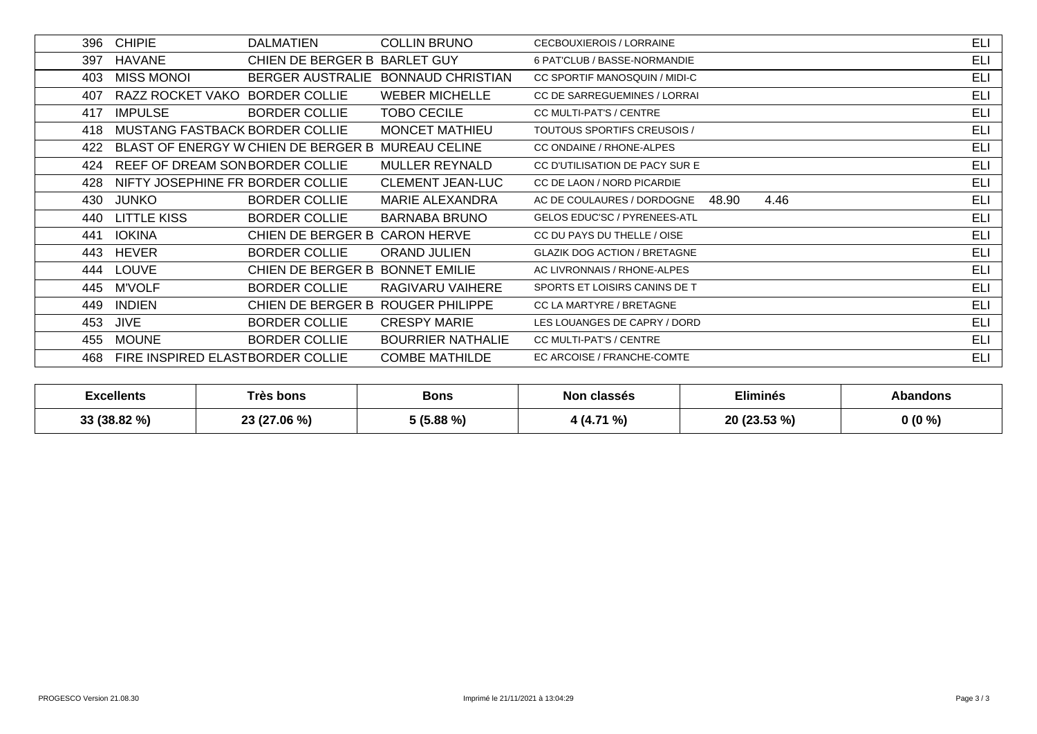| | | | | | | | |
|---|---|---|---|---|---|---|---|
| 396 | CHIPIE | DALMATIEN | COLLIN BRUNO | CECBOUXIEROIS / LORRAINE | | | ELI |
| 397 | HAVANE | CHIEN DE BERGER B | BARLET GUY | 6 PAT'CLUB / BASSE-NORMANDIE | | | ELI |
| 403 | MISS MONOI | BERGER AUSTRALIE | BONNAUD CHRISTIAN | CC SPORTIF MANOSQUIN / MIDI-C | | | ELI |
| 407 | RAZZ ROCKET VAKO | BORDER COLLIE | WEBER MICHELLE | CC DE SARREGUEMINES / LORRAI | | | ELI |
| 417 | IMPULSE | BORDER COLLIE | TOBO CECILE | CC MULTI-PAT'S / CENTRE | | | ELI |
| 418 | MUSTANG FASTBACK | BORDER COLLIE | MONCET MATHIEU | TOUTOUS SPORTIFS CREUSOIS / | | | ELI |
| 422 | BLAST OF ENERGY W | CHIEN DE BERGER B | MUREAU CELINE | CC ONDAINE / RHONE-ALPES | | | ELI |
| 424 | REEF OF DREAM SON | BORDER COLLIE | MULLER REYNALD | CC D'UTILISATION DE PACY SUR E | | | ELI |
| 428 | NIFTY JOSEPHINE FR | BORDER COLLIE | CLEMENT JEAN-LUC | CC DE LAON / NORD PICARDIE | | | ELI |
| 430 | JUNKO | BORDER COLLIE | MARIE ALEXANDRA | AC DE COULAURES / DORDOGNE | 48.90 | 4.46 | ELI |
| 440 | LITTLE KISS | BORDER COLLIE | BARNABA BRUNO | GELOS EDUC'SC / PYRENEES-ATL | | | ELI |
| 441 | IOKINA | CHIEN DE BERGER B | CARON HERVE | CC DU PAYS DU THELLE / OISE | | | ELI |
| 443 | HEVER | BORDER COLLIE | ORAND JULIEN | GLAZIK DOG ACTION / BRETAGNE | | | ELI |
| 444 | LOUVE | CHIEN DE BERGER B | BONNET EMILIE | AC LIVRONNAIS / RHONE-ALPES | | | ELI |
| 445 | M'VOLF | BORDER COLLIE | RAGIVARU VAIHERE | SPORTS ET LOISIRS CANINS DE T | | | ELI |
| 449 | INDIEN | CHIEN DE BERGER B | ROUGER PHILIPPE | CC LA MARTYRE / BRETAGNE | | | ELI |
| 453 | JIVE | BORDER COLLIE | CRESPY MARIE | LES LOUANGES DE CAPRY / DORD | | | ELI |
| 455 | MOUNE | BORDER COLLIE | BOURRIER NATHALIE | CC MULTI-PAT'S / CENTRE | | | ELI |
| 468 | FIRE INSPIRED ELAST | BORDER COLLIE | COMBE MATHILDE | EC ARCOISE / FRANCHE-COMTE | | | ELI |

| Excellents | Très bons | Bons | Non classés | Eliminés | Abandons |
|---|---|---|---|---|---|
| 33 (38.82 %) | 23 (27.06 %) | 5 (5.88 %) | 4 (4.71 %) | 20 (23.53 %) | 0 (0 %) |

PROGESCO Version 21.08.30 Imprimé le 21/11/2021 à 13:04:29